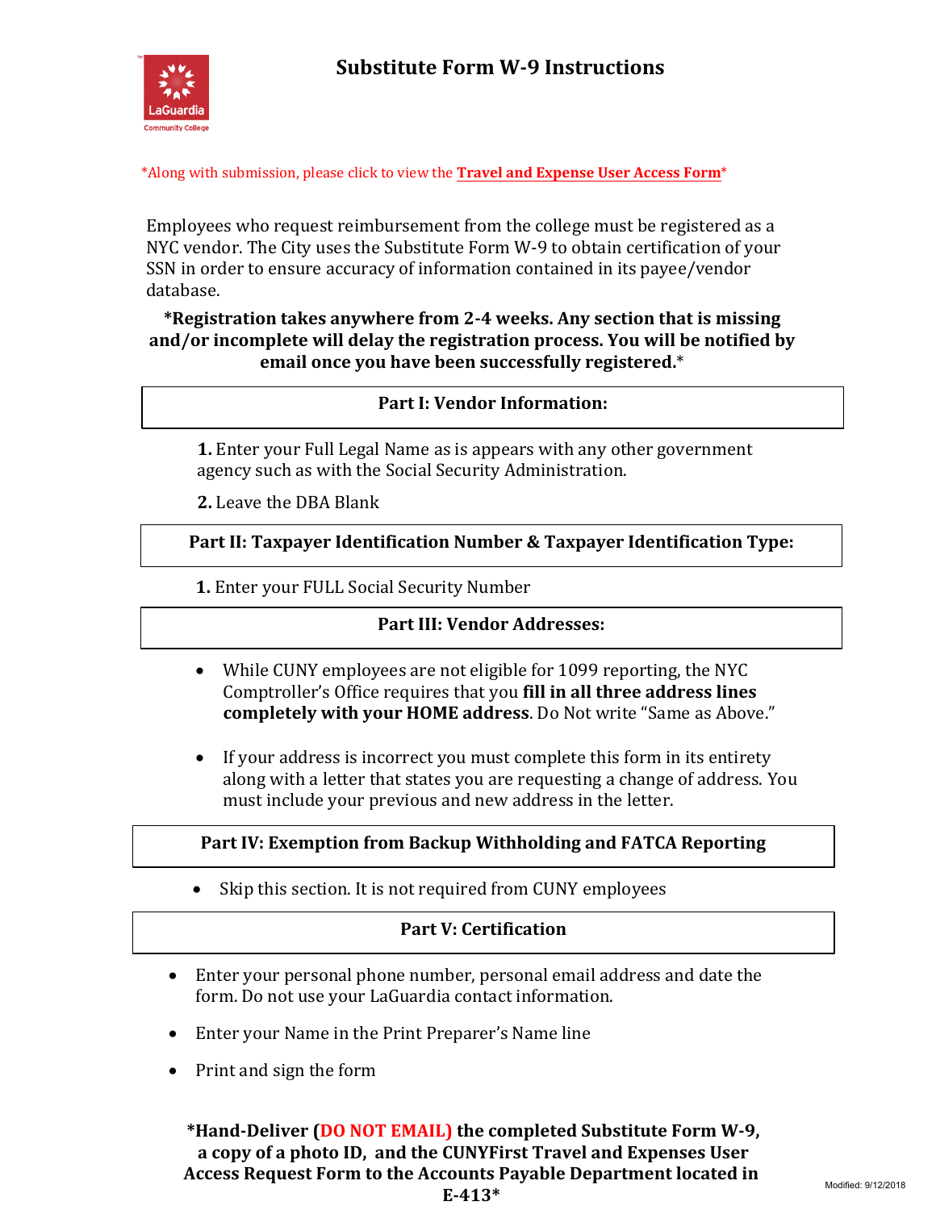# Substitute Form W-9 Instructions

*Along with submission, please click to view the **Travel and Expense User Access Form***

Employees who request reimbursement from the college must be registered as a NYC vendor. The City uses the Substitute Form W-9 to obtain certification of your SSN in order to ensure accuracy of information contained in its payee/vendor database.

**\*Registration takes anywhere from 2-4 weeks. Any section that is missing and/or incomplete will delay the registration process. You will be notified by email once you have been successfully registered.\***

## Part I: Vendor Information:

**1.** Enter your Full Legal Name as is appears with any other government agency such as with the Social Security Administration.

**2.** Leave the DBA Blank

## Part II: Taxpayer Identification Number & Taxpayer Identification Type:

**1.** Enter your FULL Social Security Number

## Part III: Vendor Addresses:

- While CUNY employees are not eligible for 1099 reporting, the NYC Comptroller's Office requires that you **fill in all three address lines completely with your HOME address**. Do Not write "Same as Above."
- If your address is incorrect you must complete this form in its entirety along with a letter that states you are requesting a change of address. You must include your previous and new address in the letter.

## Part IV: Exemption from Backup Withholding and FATCA Reporting

- Skip this section. It is not required from CUNY employees

## Part V: Certification

- Enter your personal phone number, personal email address and date the form. Do not use your LaGuardia contact information.
- Enter your Name in the Print Preparer's Name line
- Print and sign the form

**\*Hand-Deliver (DO NOT EMAIL) the completed Substitute Form W-9, a copy of a photo ID, and the CUNYFirst Travel and Expenses User Access Request Form to the Accounts Payable Department located in E-413\***

Modified: 9/12/2018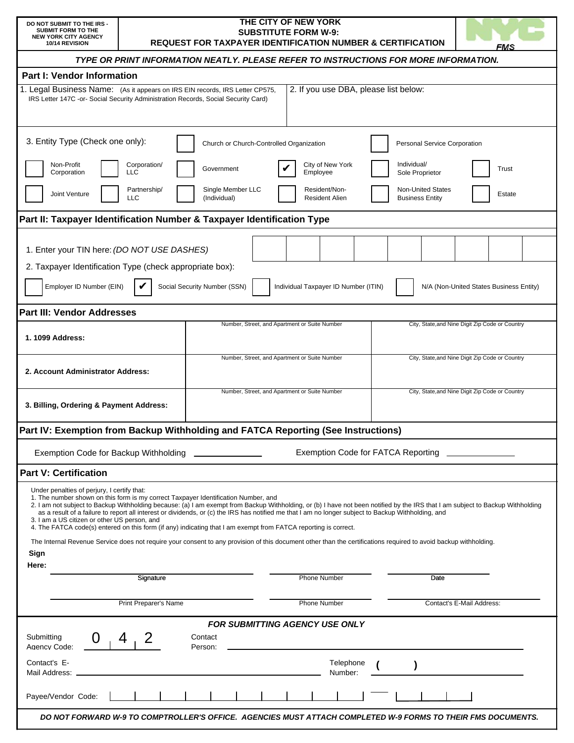DO NOT SUBMIT TO THE IRS - SUBMIT FORM TO THE NEW YORK CITY AGENCY
10/14 REVISION

# THE CITY OF NEW YORK
## SUBSTITUTE FORM W-9:
## REQUEST FOR TAXPAYER IDENTIFICATION NUMBER & CERTIFICATION

NYC FMS

***TYPE OR PRINT INFORMATION NEATLY. PLEASE REFER TO INSTRUCTIONS FOR MORE INFORMATION.***

## Part I: Vendor Information

1. Legal Business Name: (As it appears on IRS EIN records, IRS Letter CP575, IRS Letter 147C -or- Social Security Administration Records, Social Security Card)

2. If you use DBA, please list below:

3. Entity Type (Check one only):

- ☐ Church or Church-Controlled Organization
- ☐ Personal Service Corporation
- ☐ Non-Profit Corporation
- ☐ Corporation/ LLC
- ☐ Government
- ☑ City of New York Employee
- ☐ Individual/ Sole Proprietor
- ☐ Trust
- ☐ Joint Venture
- ☐ Partnership/ LLC
- ☐ Single Member LLC (Individual)
- ☐ Resident/Non-Resident Alien
- ☐ Non-United States Business Entity
- ☐ Estate

## Part II: Taxpayer Identification Number & Taxpayer Identification Type

1. Enter your TIN here: *(DO NOT USE DASHES)*

| | | | | | | | | |
|---|---|---|---|---|---|---|---|---|
| | | | | | | | | |

2. Taxpayer Identification Type (check appropriate box):

- ☐ Employer ID Number (EIN)
- ☑ Social Security Number (SSN)
- ☐ Individual Taxpayer ID Number (ITIN)
- ☐ N/A (Non-United States Business Entity)

## Part III: Vendor Addresses

| | Number, Street, and Apartment or Suite Number | City, State,and Nine Digit Zip Code or Country |
|---|---|---|
| **1. 1099 Address:** | | |
| **2. Account Administrator Address:** | | |
| **3. Billing, Ordering & Payment Address:** | | |

## Part IV: Exemption from Backup Withholding and FATCA Reporting (See Instructions)

Exemption Code for Backup Withholding \_\_\_\_\_\_\_\_\_\_ Exemption Code for FATCA Reporting \_\_\_\_\_\_\_\_\_\_

## Part V: Certification

Under penalties of perjury, I certify that:
1. The number shown on this form is my correct Taxpayer Identification Number, and
2. I am not subject to Backup Withholding because: (a) I am exempt from Backup Withholding, or (b) I have not been notified by the IRS that I am subject to Backup Withholding as a result of a failure to report all interest or dividends, or (c) the IRS has notified me that I am no longer subject to Backup Withholding, and
3. I am a US citizen or other US person, and
4. The FATCA code(s) entered on this form (if any) indicating that I am exempt from FATCA reporting is correct.

The Internal Revenue Service does not require your consent to any provision of this document other than the certifications required to avoid backup withholding.

**Sign Here:**

Signature \_\_\_\_\_\_\_\_ Phone Number \_\_\_\_\_\_\_\_ Date \_\_\_\_\_\_\_\_

Print Preparer's Name \_\_\_\_\_\_\_\_ Phone Number \_\_\_\_\_\_\_\_ Contact's E-Mail Address: \_\_\_\_\_\_\_\_

***FOR SUBMITTING AGENCY USE ONLY***

Submitting Agency Code: 0 4 2

Contact Person: \_\_\_\_\_\_\_\_

Contact's E-Mail Address: \_\_\_\_\_\_\_\_

Telephone Number: ( ) \_\_\_\_\_\_\_\_

Payee/Vendor Code: \_\_\_\_\_\_\_\_

***DO NOT FORWARD W-9 TO COMPTROLLER'S OFFICE. AGENCIES MUST ATTACH COMPLETED W-9 FORMS TO THEIR FMS DOCUMENTS.***